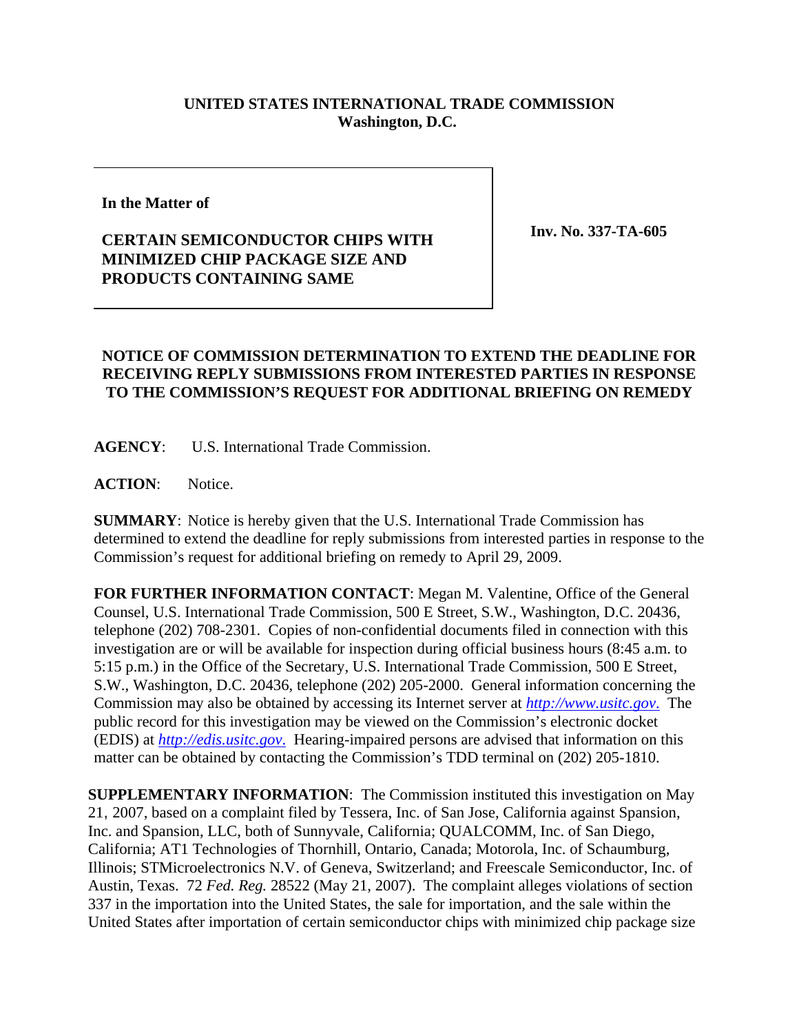**UNITED STATES INTERNATIONAL TRADE COMMISSION**
**Washington, D.C.**

**In the Matter of**

**CERTAIN SEMICONDUCTOR CHIPS WITH MINIMIZED CHIP PACKAGE SIZE AND PRODUCTS CONTAINING SAME**

**Inv. No. 337-TA-605**

**NOTICE OF COMMISSION DETERMINATION TO EXTEND THE DEADLINE FOR RECEIVING REPLY SUBMISSIONS FROM INTERESTED PARTIES IN RESPONSE TO THE COMMISSION'S REQUEST FOR ADDITIONAL BRIEFING ON REMEDY**

**AGENCY**: U.S. International Trade Commission.

**ACTION**: Notice.

**SUMMARY**: Notice is hereby given that the U.S. International Trade Commission has determined to extend the deadline for reply submissions from interested parties in response to the Commission's request for additional briefing on remedy to April 29, 2009.

**FOR FURTHER INFORMATION CONTACT**: Megan M. Valentine, Office of the General Counsel, U.S. International Trade Commission, 500 E Street, S.W., Washington, D.C. 20436, telephone (202) 708-2301. Copies of non-confidential documents filed in connection with this investigation are or will be available for inspection during official business hours (8:45 a.m. to 5:15 p.m.) in the Office of the Secretary, U.S. International Trade Commission, 500 E Street, S.W., Washington, D.C. 20436, telephone (202) 205-2000. General information concerning the Commission may also be obtained by accessing its Internet server at *http://www.usitc.gov*. The public record for this investigation may be viewed on the Commission's electronic docket (EDIS) at *http://edis.usitc.gov.* Hearing-impaired persons are advised that information on this matter can be obtained by contacting the Commission's TDD terminal on (202) 205-1810.

**SUPPLEMENTARY INFORMATION**: The Commission instituted this investigation on May 21, 2007, based on a complaint filed by Tessera, Inc. of San Jose, California against Spansion, Inc. and Spansion, LLC, both of Sunnyvale, California; QUALCOMM, Inc. of San Diego, California; AT1 Technologies of Thornhill, Ontario, Canada; Motorola, Inc. of Schaumburg, Illinois; STMicroelectronics N.V. of Geneva, Switzerland; and Freescale Semiconductor, Inc. of Austin, Texas. 72 *Fed. Reg.* 28522 (May 21, 2007). The complaint alleges violations of section 337 in the importation into the United States, the sale for importation, and the sale within the United States after importation of certain semiconductor chips with minimized chip package size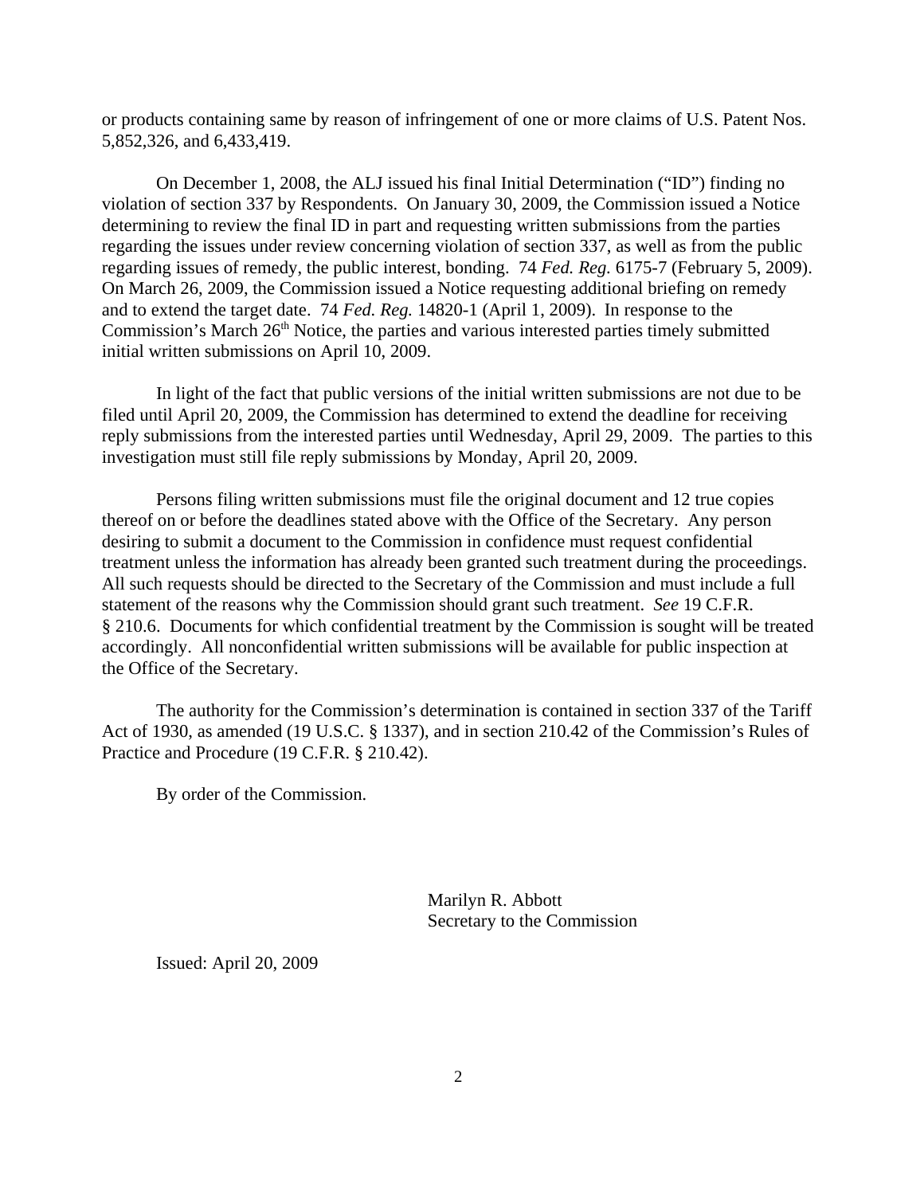or products containing same by reason of infringement of one or more claims of U.S. Patent Nos. 5,852,326, and 6,433,419.

On December 1, 2008, the ALJ issued his final Initial Determination ("ID") finding no violation of section 337 by Respondents. On January 30, 2009, the Commission issued a Notice determining to review the final ID in part and requesting written submissions from the parties regarding the issues under review concerning violation of section 337, as well as from the public regarding issues of remedy, the public interest, bonding. 74 *Fed. Reg.* 6175-7 (February 5, 2009). On March 26, 2009, the Commission issued a Notice requesting additional briefing on remedy and to extend the target date. 74 *Fed. Reg.* 14820-1 (April 1, 2009). In response to the Commission's March 26th Notice, the parties and various interested parties timely submitted initial written submissions on April 10, 2009.

In light of the fact that public versions of the initial written submissions are not due to be filed until April 20, 2009, the Commission has determined to extend the deadline for receiving reply submissions from the interested parties until Wednesday, April 29, 2009. The parties to this investigation must still file reply submissions by Monday, April 20, 2009.

Persons filing written submissions must file the original document and 12 true copies thereof on or before the deadlines stated above with the Office of the Secretary. Any person desiring to submit a document to the Commission in confidence must request confidential treatment unless the information has already been granted such treatment during the proceedings. All such requests should be directed to the Secretary of the Commission and must include a full statement of the reasons why the Commission should grant such treatment. *See* 19 C.F.R. § 210.6. Documents for which confidential treatment by the Commission is sought will be treated accordingly. All nonconfidential written submissions will be available for public inspection at the Office of the Secretary.

The authority for the Commission's determination is contained in section 337 of the Tariff Act of 1930, as amended (19 U.S.C. § 1337), and in section 210.42 of the Commission's Rules of Practice and Procedure (19 C.F.R. § 210.42).

By order of the Commission.

Marilyn R. Abbott
Secretary to the Commission

Issued: April 20, 2009